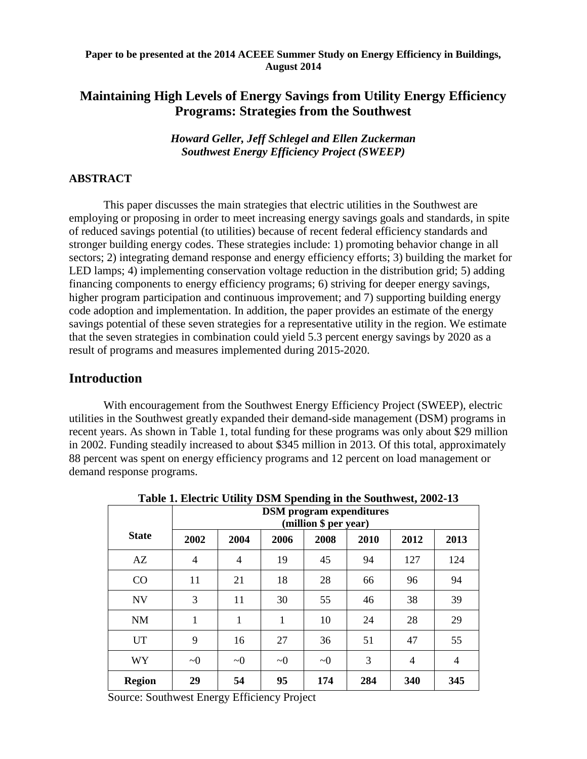**Paper to be presented at the 2014 ACEEE Summer Study on Energy Efficiency in Buildings, August 2014**

# Maintaining High Levels of Energy Savings from Utility Energy Efficiency Programs: Strategies from the Southwest

***Howard Geller, Jeff Schlegel and Ellen Zuckerman***
***Southwest Energy Efficiency Project (SWEEP)***

## ABSTRACT

This paper discusses the main strategies that electric utilities in the Southwest are employing or proposing in order to meet increasing energy savings goals and standards, in spite of reduced savings potential (to utilities) because of recent federal efficiency standards and stronger building energy codes. These strategies include: 1) promoting behavior change in all sectors; 2) integrating demand response and energy efficiency efforts; 3) building the market for LED lamps; 4) implementing conservation voltage reduction in the distribution grid; 5) adding financing components to energy efficiency programs; 6) striving for deeper energy savings, higher program participation and continuous improvement; and 7) supporting building energy code adoption and implementation. In addition, the paper provides an estimate of the energy savings potential of these seven strategies for a representative utility in the region. We estimate that the seven strategies in combination could yield 5.3 percent energy savings by 2020 as a result of programs and measures implemented during 2015-2020.

## Introduction

With encouragement from the Southwest Energy Efficiency Project (SWEEP), electric utilities in the Southwest greatly expanded their demand-side management (DSM) programs in recent years. As shown in Table 1, total funding for these programs was only about $29 million in 2002. Funding steadily increased to about $345 million in 2013. Of this total, approximately 88 percent was spent on energy efficiency programs and 12 percent on load management or demand response programs.

**Table 1. Electric Utility DSM Spending in the Southwest, 2002-13**

| **State** | **DSM program expenditures (million $ per year)** | | | | | | |
|---|---|---|---|---|---|---|---|
| | **2002** | **2004** | **2006** | **2008** | **2010** | **2012** | **2013** |
| AZ | 4 | 4 | 19 | 45 | 94 | 127 | 124 |
| CO | 11 | 21 | 18 | 28 | 66 | 96 | 94 |
| NV | 3 | 11 | 30 | 55 | 46 | 38 | 39 |
| NM | 1 | 1 | 1 | 10 | 24 | 28 | 29 |
| UT | 9 | 16 | 27 | 36 | 51 | 47 | 55 |
| WY | ~0 | ~0 | ~0 | ~0 | 3 | 4 | 4 |
| **Region** | **29** | **54** | **95** | **174** | **284** | **340** | **345** |

Source: Southwest Energy Efficiency Project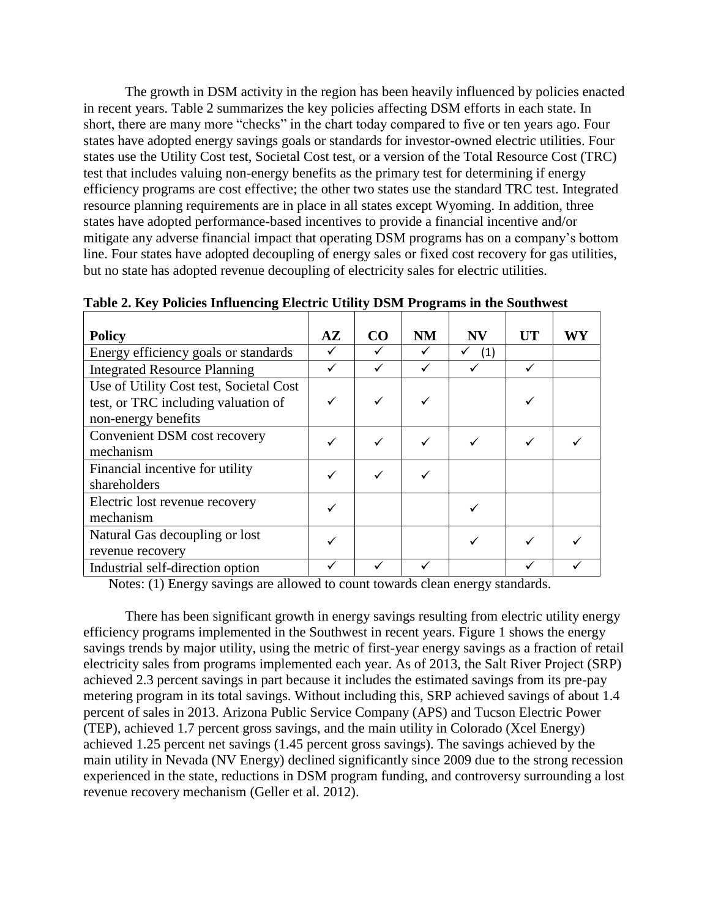The growth in DSM activity in the region has been heavily influenced by policies enacted in recent years. Table 2 summarizes the key policies affecting DSM efforts in each state. In short, there are many more "checks" in the chart today compared to five or ten years ago. Four states have adopted energy savings goals or standards for investor-owned electric utilities. Four states use the Utility Cost test, Societal Cost test, or a version of the Total Resource Cost (TRC) test that includes valuing non-energy benefits as the primary test for determining if energy efficiency programs are cost effective; the other two states use the standard TRC test. Integrated resource planning requirements are in place in all states except Wyoming. In addition, three states have adopted performance-based incentives to provide a financial incentive and/or mitigate any adverse financial impact that operating DSM programs has on a company's bottom line. Four states have adopted decoupling of energy sales or fixed cost recovery for gas utilities, but no state has adopted revenue decoupling of electricity sales for electric utilities.

**Table 2. Key Policies Influencing Electric Utility DSM Programs in the Southwest**

| Policy | AZ | CO | NM | NV | UT | WY |
|---|---|---|---|---|---|---|
| Energy efficiency goals or standards | ✓ | ✓ | ✓ | ✓ (1) | | |
| Integrated Resource Planning | ✓ | ✓ | ✓ | ✓ | ✓ | |
| Use of Utility Cost test, Societal Cost test, or TRC including valuation of non-energy benefits | ✓ | ✓ | ✓ | | ✓ | |
| Convenient DSM cost recovery mechanism | ✓ | ✓ | ✓ | ✓ | ✓ | ✓ |
| Financial incentive for utility shareholders | ✓ | ✓ | ✓ | | | |
| Electric lost revenue recovery mechanism | ✓ | | | ✓ | | |
| Natural Gas decoupling or lost revenue recovery | ✓ | | | ✓ | ✓ | ✓ |
| Industrial self-direction option | ✓ | ✓ | ✓ | | ✓ | ✓ |

Notes: (1) Energy savings are allowed to count towards clean energy standards.

There has been significant growth in energy savings resulting from electric utility energy efficiency programs implemented in the Southwest in recent years. Figure 1 shows the energy savings trends by major utility, using the metric of first-year energy savings as a fraction of retail electricity sales from programs implemented each year. As of 2013, the Salt River Project (SRP) achieved 2.3 percent savings in part because it includes the estimated savings from its pre-pay metering program in its total savings. Without including this, SRP achieved savings of about 1.4 percent of sales in 2013. Arizona Public Service Company (APS) and Tucson Electric Power (TEP), achieved 1.7 percent gross savings, and the main utility in Colorado (Xcel Energy) achieved 1.25 percent net savings (1.45 percent gross savings). The savings achieved by the main utility in Nevada (NV Energy) declined significantly since 2009 due to the strong recession experienced in the state, reductions in DSM program funding, and controversy surrounding a lost revenue recovery mechanism (Geller et al. 2012).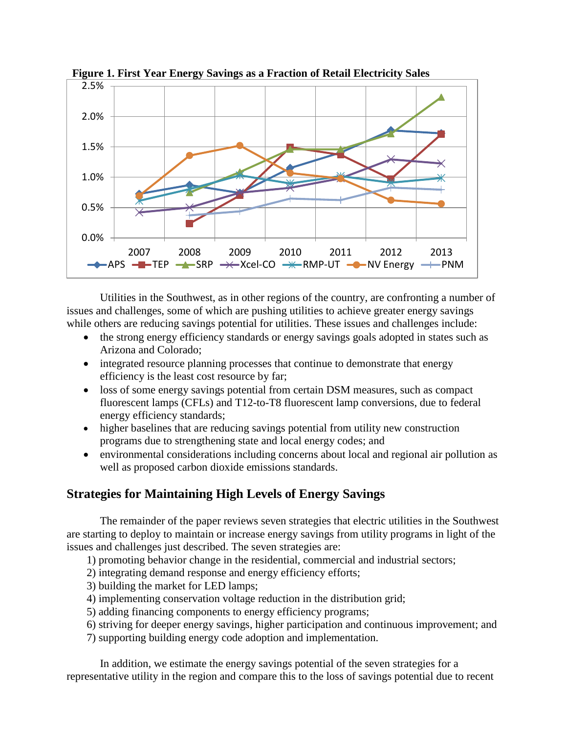**Figure 1. First Year Energy Savings as a Fraction of Retail Electricity Sales**

Utilities in the Southwest, as in other regions of the country, are confronting a number of issues and challenges, some of which are pushing utilities to achieve greater energy savings while others are reducing savings potential for utilities. These issues and challenges include:

- the strong energy efficiency standards or energy savings goals adopted in states such as Arizona and Colorado;
- integrated resource planning processes that continue to demonstrate that energy efficiency is the least cost resource by far;
- loss of some energy savings potential from certain DSM measures, such as compact fluorescent lamps (CFLs) and T12-to-T8 fluorescent lamp conversions, due to federal energy efficiency standards;
- higher baselines that are reducing savings potential from utility new construction programs due to strengthening state and local energy codes; and
- environmental considerations including concerns about local and regional air pollution as well as proposed carbon dioxide emissions standards.

## Strategies for Maintaining High Levels of Energy Savings

The remainder of the paper reviews seven strategies that electric utilities in the Southwest are starting to deploy to maintain or increase energy savings from utility programs in light of the issues and challenges just described. The seven strategies are:

1) promoting behavior change in the residential, commercial and industrial sectors;
2) integrating demand response and energy efficiency efforts;
3) building the market for LED lamps;
4) implementing conservation voltage reduction in the distribution grid;
5) adding financing components to energy efficiency programs;
6) striving for deeper energy savings, higher participation and continuous improvement; and
7) supporting building energy code adoption and implementation.

In addition, we estimate the energy savings potential of the seven strategies for a representative utility in the region and compare this to the loss of savings potential due to recent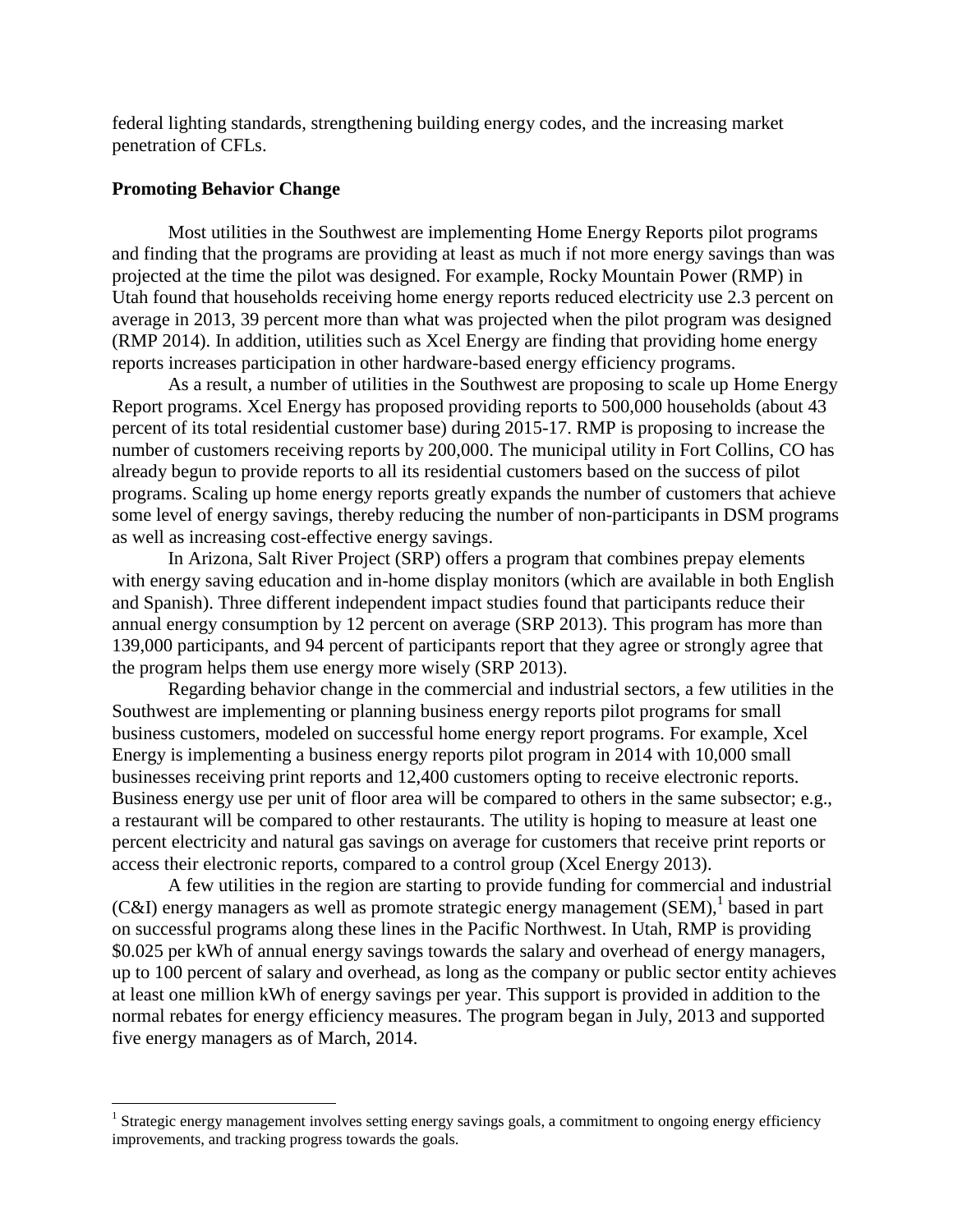federal lighting standards, strengthening building energy codes, and the increasing market penetration of CFLs.

### Promoting Behavior Change

Most utilities in the Southwest are implementing Home Energy Reports pilot programs and finding that the programs are providing at least as much if not more energy savings than was projected at the time the pilot was designed. For example, Rocky Mountain Power (RMP) in Utah found that households receiving home energy reports reduced electricity use 2.3 percent on average in 2013, 39 percent more than what was projected when the pilot program was designed (RMP 2014). In addition, utilities such as Xcel Energy are finding that providing home energy reports increases participation in other hardware-based energy efficiency programs.

As a result, a number of utilities in the Southwest are proposing to scale up Home Energy Report programs. Xcel Energy has proposed providing reports to 500,000 households (about 43 percent of its total residential customer base) during 2015-17. RMP is proposing to increase the number of customers receiving reports by 200,000. The municipal utility in Fort Collins, CO has already begun to provide reports to all its residential customers based on the success of pilot programs. Scaling up home energy reports greatly expands the number of customers that achieve some level of energy savings, thereby reducing the number of non-participants in DSM programs as well as increasing cost-effective energy savings.

In Arizona, Salt River Project (SRP) offers a program that combines prepay elements with energy saving education and in-home display monitors (which are available in both English and Spanish). Three different independent impact studies found that participants reduce their annual energy consumption by 12 percent on average (SRP 2013). This program has more than 139,000 participants, and 94 percent of participants report that they agree or strongly agree that the program helps them use energy more wisely (SRP 2013).

Regarding behavior change in the commercial and industrial sectors, a few utilities in the Southwest are implementing or planning business energy reports pilot programs for small business customers, modeled on successful home energy report programs. For example, Xcel Energy is implementing a business energy reports pilot program in 2014 with 10,000 small businesses receiving print reports and 12,400 customers opting to receive electronic reports. Business energy use per unit of floor area will be compared to others in the same subsector; e.g., a restaurant will be compared to other restaurants. The utility is hoping to measure at least one percent electricity and natural gas savings on average for customers that receive print reports or access their electronic reports, compared to a control group (Xcel Energy 2013).

A few utilities in the region are starting to provide funding for commercial and industrial (C&I) energy managers as well as promote strategic energy management (SEM),[1] based in part on successful programs along these lines in the Pacific Northwest. In Utah, RMP is providing \$0.025 per kWh of annual energy savings towards the salary and overhead of energy managers, up to 100 percent of salary and overhead, as long as the company or public sector entity achieves at least one million kWh of energy savings per year. This support is provided in addition to the normal rebates for energy efficiency measures. The program began in July, 2013 and supported five energy managers as of March, 2014.

[1] Strategic energy management involves setting energy savings goals, a commitment to ongoing energy efficiency improvements, and tracking progress towards the goals.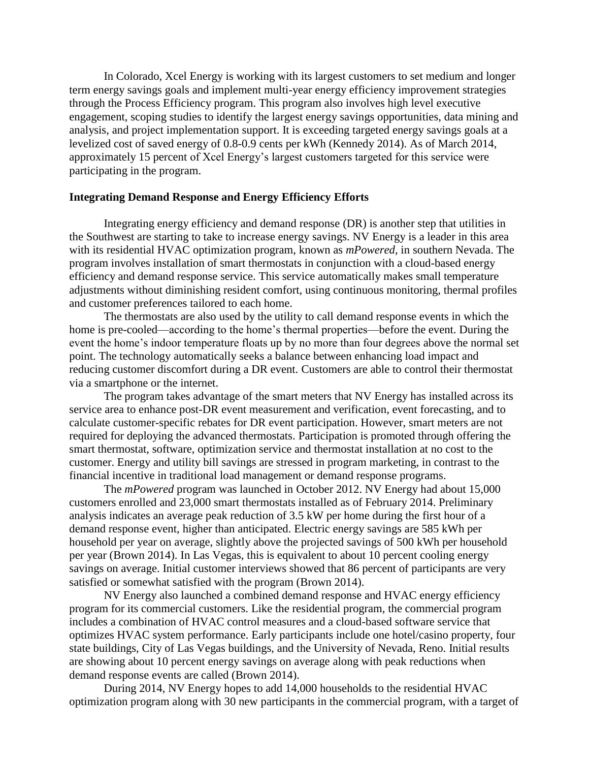In Colorado, Xcel Energy is working with its largest customers to set medium and longer term energy savings goals and implement multi-year energy efficiency improvement strategies through the Process Efficiency program. This program also involves high level executive engagement, scoping studies to identify the largest energy savings opportunities, data mining and analysis, and project implementation support. It is exceeding targeted energy savings goals at a levelized cost of saved energy of 0.8-0.9 cents per kWh (Kennedy 2014). As of March 2014, approximately 15 percent of Xcel Energy's largest customers targeted for this service were participating in the program.

### Integrating Demand Response and Energy Efficiency Efforts

Integrating energy efficiency and demand response (DR) is another step that utilities in the Southwest are starting to take to increase energy savings. NV Energy is a leader in this area with its residential HVAC optimization program, known as *mPowered*, in southern Nevada. The program involves installation of smart thermostats in conjunction with a cloud-based energy efficiency and demand response service. This service automatically makes small temperature adjustments without diminishing resident comfort, using continuous monitoring, thermal profiles and customer preferences tailored to each home.

The thermostats are also used by the utility to call demand response events in which the home is pre-cooled—according to the home's thermal properties—before the event. During the event the home's indoor temperature floats up by no more than four degrees above the normal set point. The technology automatically seeks a balance between enhancing load impact and reducing customer discomfort during a DR event. Customers are able to control their thermostat via a smartphone or the internet.

The program takes advantage of the smart meters that NV Energy has installed across its service area to enhance post-DR event measurement and verification, event forecasting, and to calculate customer-specific rebates for DR event participation. However, smart meters are not required for deploying the advanced thermostats. Participation is promoted through offering the smart thermostat, software, optimization service and thermostat installation at no cost to the customer. Energy and utility bill savings are stressed in program marketing, in contrast to the financial incentive in traditional load management or demand response programs.

The *mPowered* program was launched in October 2012. NV Energy had about 15,000 customers enrolled and 23,000 smart thermostats installed as of February 2014. Preliminary analysis indicates an average peak reduction of 3.5 kW per home during the first hour of a demand response event, higher than anticipated. Electric energy savings are 585 kWh per household per year on average, slightly above the projected savings of 500 kWh per household per year (Brown 2014). In Las Vegas, this is equivalent to about 10 percent cooling energy savings on average. Initial customer interviews showed that 86 percent of participants are very satisfied or somewhat satisfied with the program (Brown 2014).

NV Energy also launched a combined demand response and HVAC energy efficiency program for its commercial customers. Like the residential program, the commercial program includes a combination of HVAC control measures and a cloud-based software service that optimizes HVAC system performance. Early participants include one hotel/casino property, four state buildings, City of Las Vegas buildings, and the University of Nevada, Reno. Initial results are showing about 10 percent energy savings on average along with peak reductions when demand response events are called (Brown 2014).

During 2014, NV Energy hopes to add 14,000 households to the residential HVAC optimization program along with 30 new participants in the commercial program, with a target of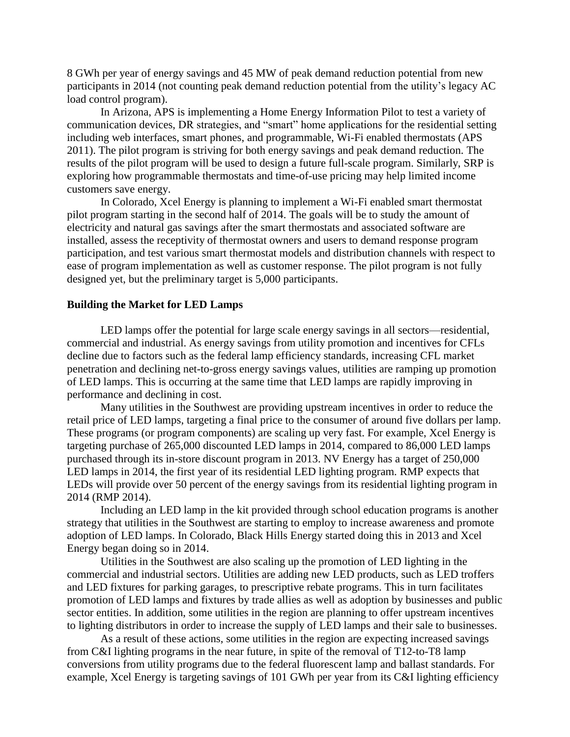8 GWh per year of energy savings and 45 MW of peak demand reduction potential from new participants in 2014 (not counting peak demand reduction potential from the utility's legacy AC load control program).

In Arizona, APS is implementing a Home Energy Information Pilot to test a variety of communication devices, DR strategies, and "smart" home applications for the residential setting including web interfaces, smart phones, and programmable, Wi-Fi enabled thermostats (APS 2011). The pilot program is striving for both energy savings and peak demand reduction. The results of the pilot program will be used to design a future full-scale program. Similarly, SRP is exploring how programmable thermostats and time-of-use pricing may help limited income customers save energy.

In Colorado, Xcel Energy is planning to implement a Wi-Fi enabled smart thermostat pilot program starting in the second half of 2014. The goals will be to study the amount of electricity and natural gas savings after the smart thermostats and associated software are installed, assess the receptivity of thermostat owners and users to demand response program participation, and test various smart thermostat models and distribution channels with respect to ease of program implementation as well as customer response. The pilot program is not fully designed yet, but the preliminary target is 5,000 participants.

**Building the Market for LED Lamps**

LED lamps offer the potential for large scale energy savings in all sectors—residential, commercial and industrial. As energy savings from utility promotion and incentives for CFLs decline due to factors such as the federal lamp efficiency standards, increasing CFL market penetration and declining net-to-gross energy savings values, utilities are ramping up promotion of LED lamps. This is occurring at the same time that LED lamps are rapidly improving in performance and declining in cost.

Many utilities in the Southwest are providing upstream incentives in order to reduce the retail price of LED lamps, targeting a final price to the consumer of around five dollars per lamp. These programs (or program components) are scaling up very fast. For example, Xcel Energy is targeting purchase of 265,000 discounted LED lamps in 2014, compared to 86,000 LED lamps purchased through its in-store discount program in 2013. NV Energy has a target of 250,000 LED lamps in 2014, the first year of its residential LED lighting program. RMP expects that LEDs will provide over 50 percent of the energy savings from its residential lighting program in 2014 (RMP 2014).

Including an LED lamp in the kit provided through school education programs is another strategy that utilities in the Southwest are starting to employ to increase awareness and promote adoption of LED lamps. In Colorado, Black Hills Energy started doing this in 2013 and Xcel Energy began doing so in 2014.

Utilities in the Southwest are also scaling up the promotion of LED lighting in the commercial and industrial sectors. Utilities are adding new LED products, such as LED troffers and LED fixtures for parking garages, to prescriptive rebate programs. This in turn facilitates promotion of LED lamps and fixtures by trade allies as well as adoption by businesses and public sector entities. In addition, some utilities in the region are planning to offer upstream incentives to lighting distributors in order to increase the supply of LED lamps and their sale to businesses.

As a result of these actions, some utilities in the region are expecting increased savings from C&I lighting programs in the near future, in spite of the removal of T12-to-T8 lamp conversions from utility programs due to the federal fluorescent lamp and ballast standards. For example, Xcel Energy is targeting savings of 101 GWh per year from its C&I lighting efficiency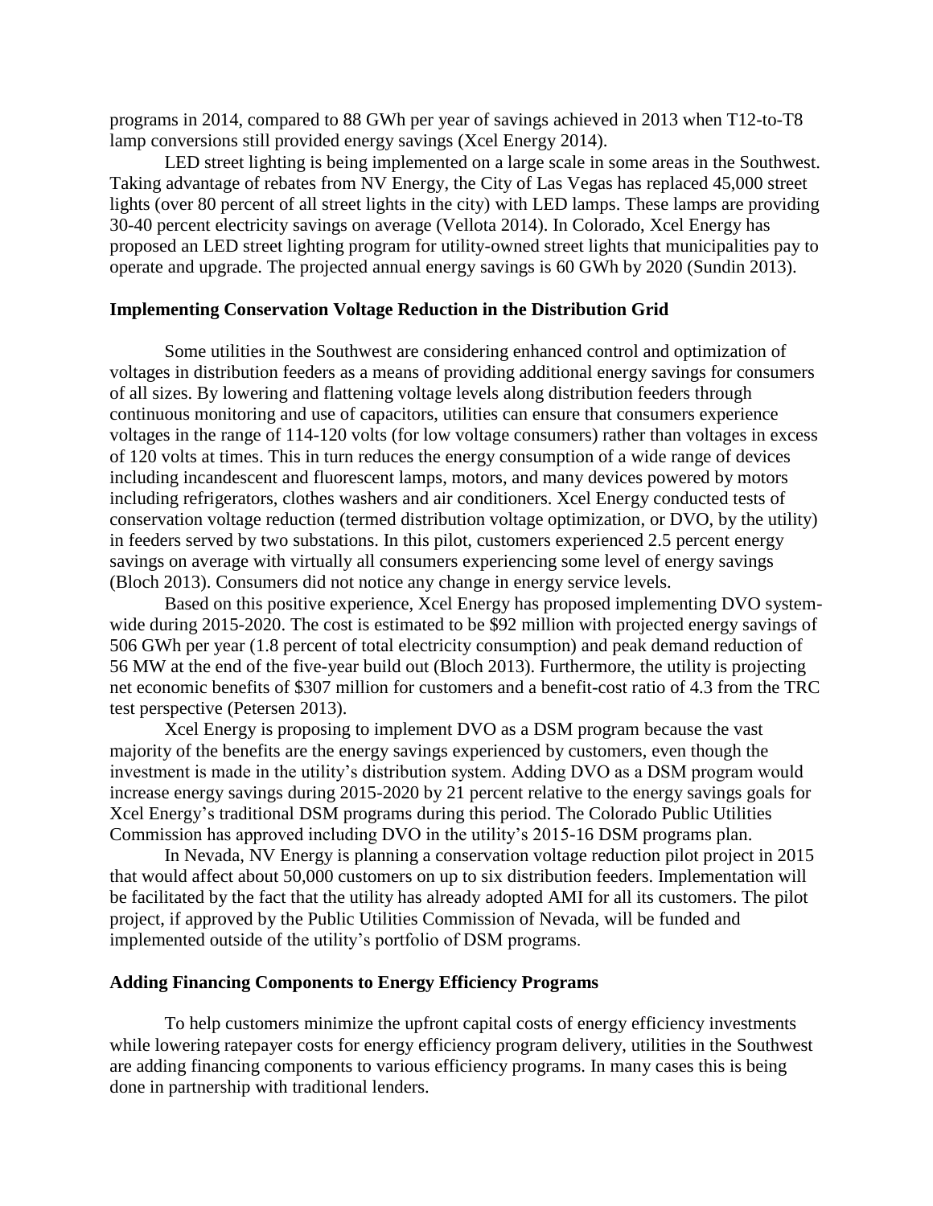programs in 2014, compared to 88 GWh per year of savings achieved in 2013 when T12-to-T8 lamp conversions still provided energy savings (Xcel Energy 2014).

LED street lighting is being implemented on a large scale in some areas in the Southwest. Taking advantage of rebates from NV Energy, the City of Las Vegas has replaced 45,000 street lights (over 80 percent of all street lights in the city) with LED lamps. These lamps are providing 30-40 percent electricity savings on average (Vellota 2014). In Colorado, Xcel Energy has proposed an LED street lighting program for utility-owned street lights that municipalities pay to operate and upgrade. The projected annual energy savings is 60 GWh by 2020 (Sundin 2013).

### Implementing Conservation Voltage Reduction in the Distribution Grid

Some utilities in the Southwest are considering enhanced control and optimization of voltages in distribution feeders as a means of providing additional energy savings for consumers of all sizes. By lowering and flattening voltage levels along distribution feeders through continuous monitoring and use of capacitors, utilities can ensure that consumers experience voltages in the range of 114-120 volts (for low voltage consumers) rather than voltages in excess of 120 volts at times. This in turn reduces the energy consumption of a wide range of devices including incandescent and fluorescent lamps, motors, and many devices powered by motors including refrigerators, clothes washers and air conditioners. Xcel Energy conducted tests of conservation voltage reduction (termed distribution voltage optimization, or DVO, by the utility) in feeders served by two substations. In this pilot, customers experienced 2.5 percent energy savings on average with virtually all consumers experiencing some level of energy savings (Bloch 2013). Consumers did not notice any change in energy service levels.

Based on this positive experience, Xcel Energy has proposed implementing DVO system-wide during 2015-2020. The cost is estimated to be $92 million with projected energy savings of 506 GWh per year (1.8 percent of total electricity consumption) and peak demand reduction of 56 MW at the end of the five-year build out (Bloch 2013). Furthermore, the utility is projecting net economic benefits of $307 million for customers and a benefit-cost ratio of 4.3 from the TRC test perspective (Petersen 2013).

Xcel Energy is proposing to implement DVO as a DSM program because the vast majority of the benefits are the energy savings experienced by customers, even though the investment is made in the utility's distribution system. Adding DVO as a DSM program would increase energy savings during 2015-2020 by 21 percent relative to the energy savings goals for Xcel Energy's traditional DSM programs during this period. The Colorado Public Utilities Commission has approved including DVO in the utility's 2015-16 DSM programs plan.

In Nevada, NV Energy is planning a conservation voltage reduction pilot project in 2015 that would affect about 50,000 customers on up to six distribution feeders. Implementation will be facilitated by the fact that the utility has already adopted AMI for all its customers. The pilot project, if approved by the Public Utilities Commission of Nevada, will be funded and implemented outside of the utility's portfolio of DSM programs.

### Adding Financing Components to Energy Efficiency Programs

To help customers minimize the upfront capital costs of energy efficiency investments while lowering ratepayer costs for energy efficiency program delivery, utilities in the Southwest are adding financing components to various efficiency programs. In many cases this is being done in partnership with traditional lenders.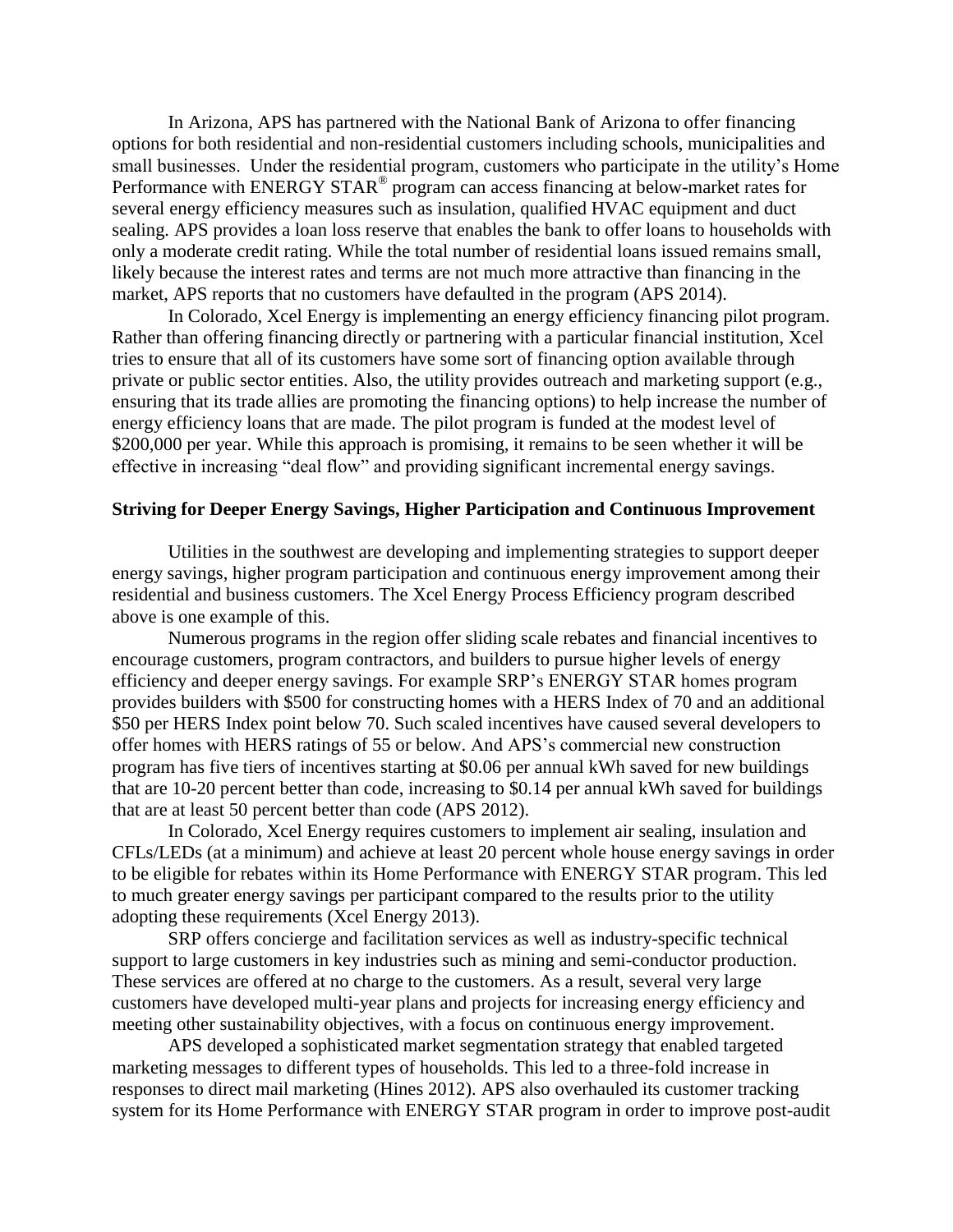In Arizona, APS has partnered with the National Bank of Arizona to offer financing options for both residential and non-residential customers including schools, municipalities and small businesses. Under the residential program, customers who participate in the utility's Home Performance with ENERGY STAR® program can access financing at below-market rates for several energy efficiency measures such as insulation, qualified HVAC equipment and duct sealing. APS provides a loan loss reserve that enables the bank to offer loans to households with only a moderate credit rating. While the total number of residential loans issued remains small, likely because the interest rates and terms are not much more attractive than financing in the market, APS reports that no customers have defaulted in the program (APS 2014).

In Colorado, Xcel Energy is implementing an energy efficiency financing pilot program. Rather than offering financing directly or partnering with a particular financial institution, Xcel tries to ensure that all of its customers have some sort of financing option available through private or public sector entities. Also, the utility provides outreach and marketing support (e.g., ensuring that its trade allies are promoting the financing options) to help increase the number of energy efficiency loans that are made. The pilot program is funded at the modest level of $200,000 per year. While this approach is promising, it remains to be seen whether it will be effective in increasing "deal flow" and providing significant incremental energy savings.

**Striving for Deeper Energy Savings, Higher Participation and Continuous Improvement**

Utilities in the southwest are developing and implementing strategies to support deeper energy savings, higher program participation and continuous energy improvement among their residential and business customers. The Xcel Energy Process Efficiency program described above is one example of this.

Numerous programs in the region offer sliding scale rebates and financial incentives to encourage customers, program contractors, and builders to pursue higher levels of energy efficiency and deeper energy savings. For example SRP's ENERGY STAR homes program provides builders with $500 for constructing homes with a HERS Index of 70 and an additional $50 per HERS Index point below 70. Such scaled incentives have caused several developers to offer homes with HERS ratings of 55 or below. And APS's commercial new construction program has five tiers of incentives starting at $0.06 per annual kWh saved for new buildings that are 10-20 percent better than code, increasing to $0.14 per annual kWh saved for buildings that are at least 50 percent better than code (APS 2012).

In Colorado, Xcel Energy requires customers to implement air sealing, insulation and CFLs/LEDs (at a minimum) and achieve at least 20 percent whole house energy savings in order to be eligible for rebates within its Home Performance with ENERGY STAR program. This led to much greater energy savings per participant compared to the results prior to the utility adopting these requirements (Xcel Energy 2013).

SRP offers concierge and facilitation services as well as industry-specific technical support to large customers in key industries such as mining and semi-conductor production. These services are offered at no charge to the customers. As a result, several very large customers have developed multi-year plans and projects for increasing energy efficiency and meeting other sustainability objectives, with a focus on continuous energy improvement.

APS developed a sophisticated market segmentation strategy that enabled targeted marketing messages to different types of households. This led to a three-fold increase in responses to direct mail marketing (Hines 2012). APS also overhauled its customer tracking system for its Home Performance with ENERGY STAR program in order to improve post-audit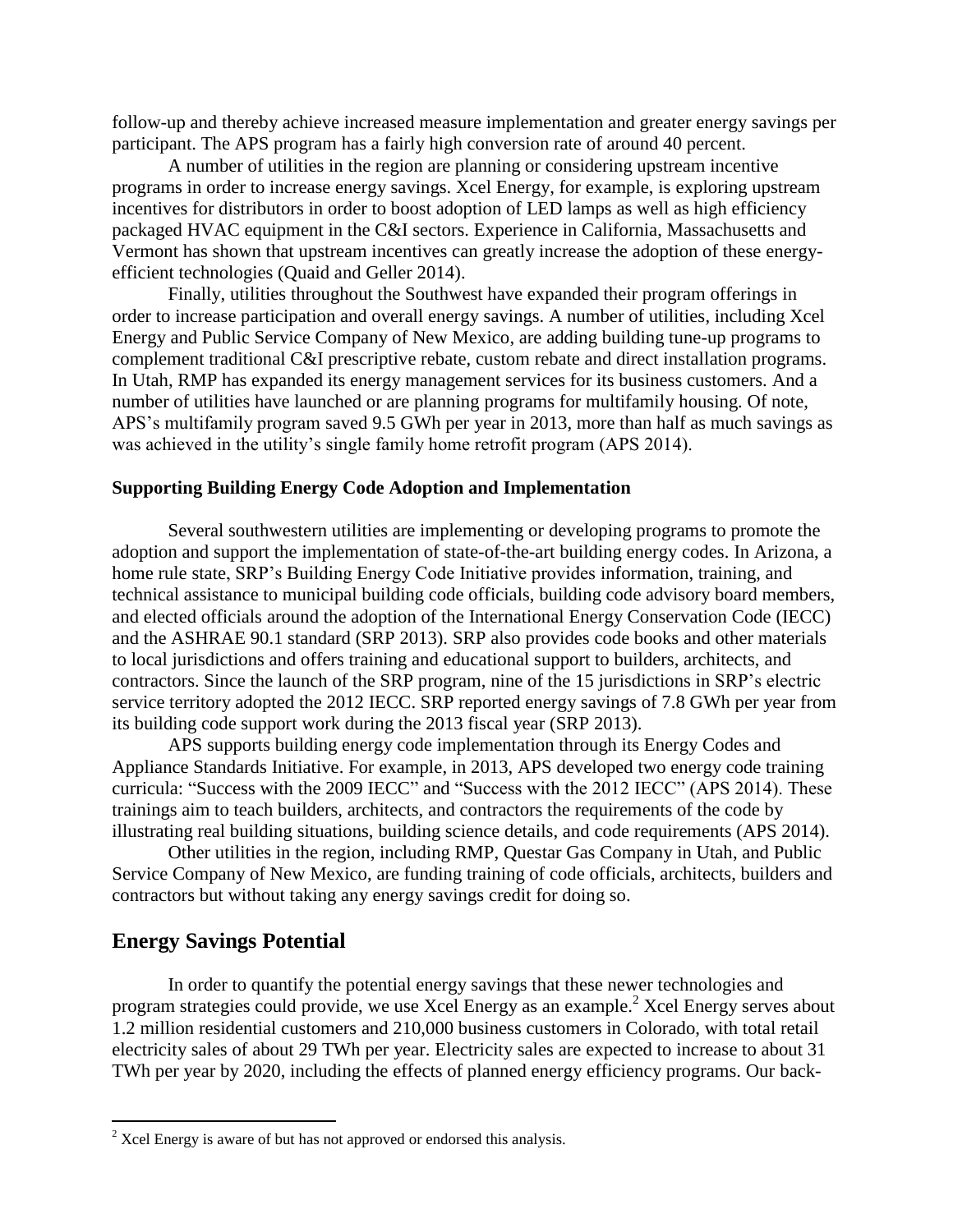follow-up and thereby achieve increased measure implementation and greater energy savings per participant. The APS program has a fairly high conversion rate of around 40 percent.

A number of utilities in the region are planning or considering upstream incentive programs in order to increase energy savings. Xcel Energy, for example, is exploring upstream incentives for distributors in order to boost adoption of LED lamps as well as high efficiency packaged HVAC equipment in the C&I sectors. Experience in California, Massachusetts and Vermont has shown that upstream incentives can greatly increase the adoption of these energy-efficient technologies (Quaid and Geller 2014).

Finally, utilities throughout the Southwest have expanded their program offerings in order to increase participation and overall energy savings. A number of utilities, including Xcel Energy and Public Service Company of New Mexico, are adding building tune-up programs to complement traditional C&I prescriptive rebate, custom rebate and direct installation programs. In Utah, RMP has expanded its energy management services for its business customers. And a number of utilities have launched or are planning programs for multifamily housing. Of note, APS's multifamily program saved 9.5 GWh per year in 2013, more than half as much savings as was achieved in the utility's single family home retrofit program (APS 2014).

### Supporting Building Energy Code Adoption and Implementation

Several southwestern utilities are implementing or developing programs to promote the adoption and support the implementation of state-of-the-art building energy codes. In Arizona, a home rule state, SRP's Building Energy Code Initiative provides information, training, and technical assistance to municipal building code officials, building code advisory board members, and elected officials around the adoption of the International Energy Conservation Code (IECC) and the ASHRAE 90.1 standard (SRP 2013). SRP also provides code books and other materials to local jurisdictions and offers training and educational support to builders, architects, and contractors. Since the launch of the SRP program, nine of the 15 jurisdictions in SRP's electric service territory adopted the 2012 IECC. SRP reported energy savings of 7.8 GWh per year from its building code support work during the 2013 fiscal year (SRP 2013).

APS supports building energy code implementation through its Energy Codes and Appliance Standards Initiative. For example, in 2013, APS developed two energy code training curricula: "Success with the 2009 IECC" and "Success with the 2012 IECC" (APS 2014). These trainings aim to teach builders, architects, and contractors the requirements of the code by illustrating real building situations, building science details, and code requirements (APS 2014).

Other utilities in the region, including RMP, Questar Gas Company in Utah, and Public Service Company of New Mexico, are funding training of code officials, architects, builders and contractors but without taking any energy savings credit for doing so.

## Energy Savings Potential

In order to quantify the potential energy savings that these newer technologies and program strategies could provide, we use Xcel Energy as an example.[2] Xcel Energy serves about 1.2 million residential customers and 210,000 business customers in Colorado, with total retail electricity sales of about 29 TWh per year. Electricity sales are expected to increase to about 31 TWh per year by 2020, including the effects of planned energy efficiency programs. Our back-

[2] Xcel Energy is aware of but has not approved or endorsed this analysis.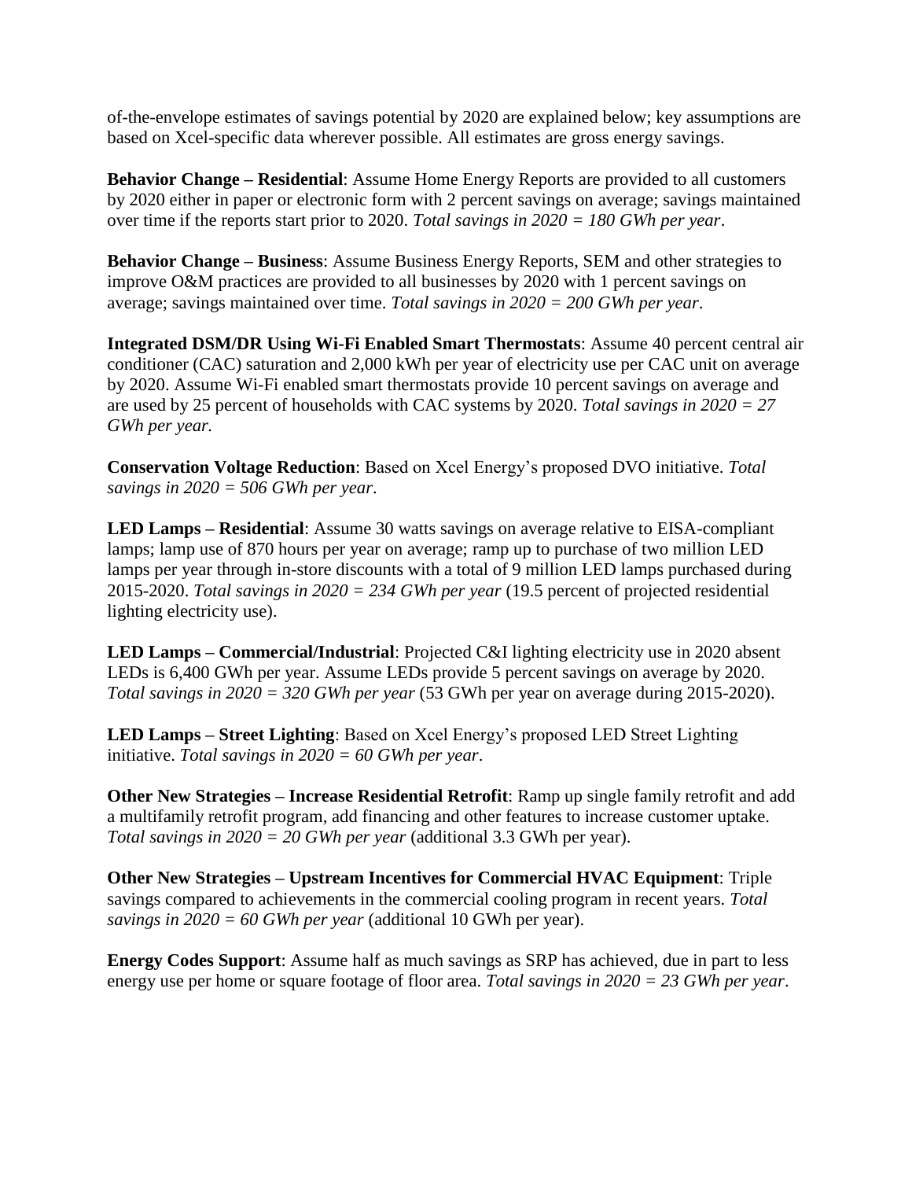of-the-envelope estimates of savings potential by 2020 are explained below; key assumptions are based on Xcel-specific data wherever possible. All estimates are gross energy savings.

**Behavior Change – Residential**: Assume Home Energy Reports are provided to all customers by 2020 either in paper or electronic form with 2 percent savings on average; savings maintained over time if the reports start prior to 2020. *Total savings in 2020 = 180 GWh per year*.

**Behavior Change – Business**: Assume Business Energy Reports, SEM and other strategies to improve O&M practices are provided to all businesses by 2020 with 1 percent savings on average; savings maintained over time. *Total savings in 2020 = 200 GWh per year*.

**Integrated DSM/DR Using Wi-Fi Enabled Smart Thermostats**: Assume 40 percent central air conditioner (CAC) saturation and 2,000 kWh per year of electricity use per CAC unit on average by 2020. Assume Wi-Fi enabled smart thermostats provide 10 percent savings on average and are used by 25 percent of households with CAC systems by 2020. *Total savings in 2020 = 27 GWh per year.*

**Conservation Voltage Reduction**: Based on Xcel Energy's proposed DVO initiative. *Total savings in 2020 = 506 GWh per year*.

**LED Lamps – Residential**: Assume 30 watts savings on average relative to EISA-compliant lamps; lamp use of 870 hours per year on average; ramp up to purchase of two million LED lamps per year through in-store discounts with a total of 9 million LED lamps purchased during 2015-2020. *Total savings in 2020 = 234 GWh per year* (19.5 percent of projected residential lighting electricity use).

**LED Lamps – Commercial/Industrial**: Projected C&I lighting electricity use in 2020 absent LEDs is 6,400 GWh per year. Assume LEDs provide 5 percent savings on average by 2020. *Total savings in 2020 = 320 GWh per year* (53 GWh per year on average during 2015-2020).

**LED Lamps – Street Lighting**: Based on Xcel Energy's proposed LED Street Lighting initiative. *Total savings in 2020 = 60 GWh per year*.

**Other New Strategies – Increase Residential Retrofit**: Ramp up single family retrofit and add a multifamily retrofit program, add financing and other features to increase customer uptake. *Total savings in 2020 = 20 GWh per year* (additional 3.3 GWh per year).

**Other New Strategies – Upstream Incentives for Commercial HVAC Equipment**: Triple savings compared to achievements in the commercial cooling program in recent years. *Total savings in 2020 = 60 GWh per year* (additional 10 GWh per year).

**Energy Codes Support**: Assume half as much savings as SRP has achieved, due in part to less energy use per home or square footage of floor area. *Total savings in 2020 = 23 GWh per year*.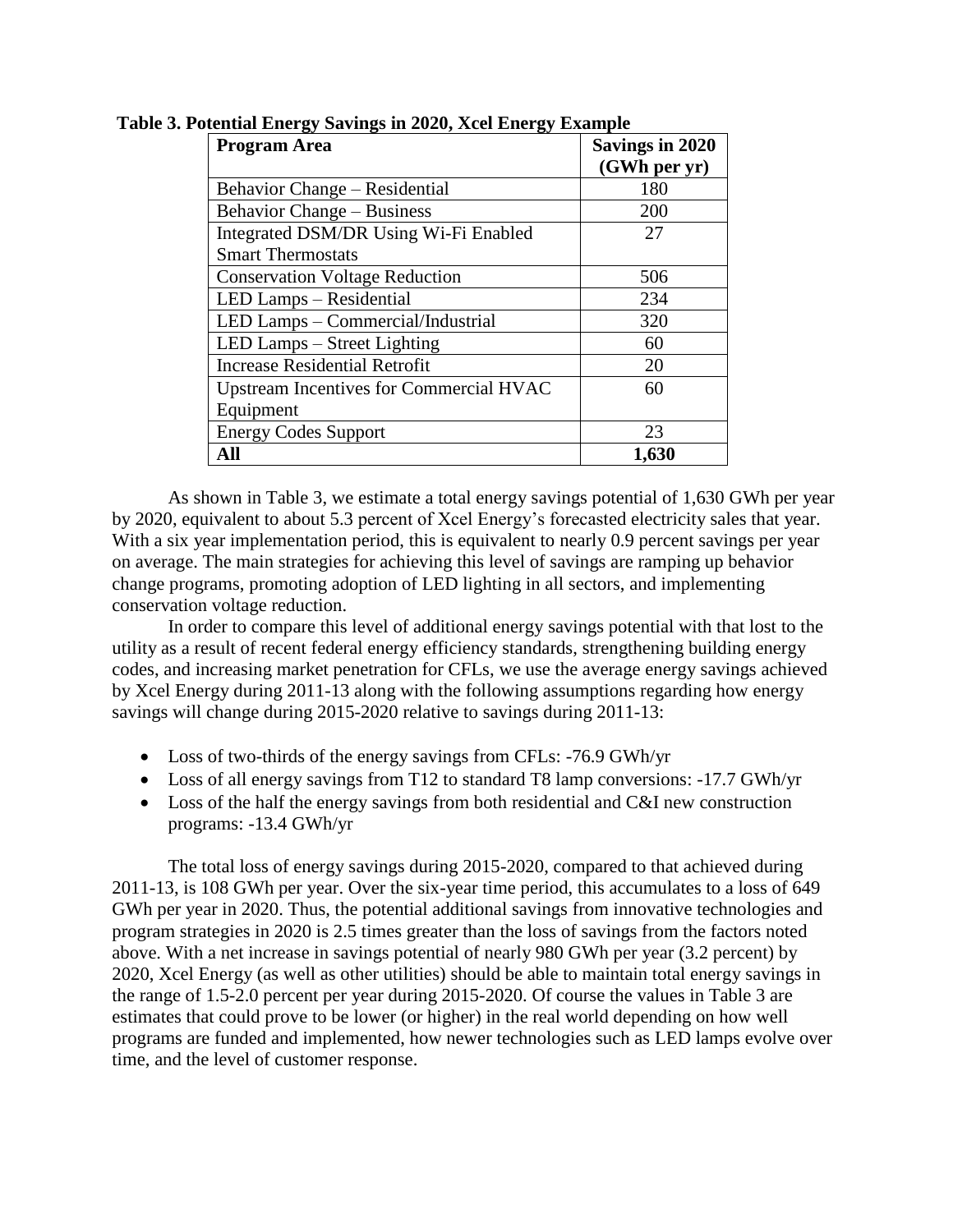**Table 3. Potential Energy Savings in 2020, Xcel Energy Example**

| Program Area | Savings in 2020 (GWh per yr) |
|---|---|
| Behavior Change – Residential | 180 |
| Behavior Change – Business | 200 |
| Integrated DSM/DR Using Wi-Fi Enabled Smart Thermostats | 27 |
| Conservation Voltage Reduction | 506 |
| LED Lamps – Residential | 234 |
| LED Lamps – Commercial/Industrial | 320 |
| LED Lamps – Street Lighting | 60 |
| Increase Residential Retrofit | 20 |
| Upstream Incentives for Commercial HVAC Equipment | 60 |
| Energy Codes Support | 23 |
| **All** | **1,630** |

As shown in Table 3, we estimate a total energy savings potential of 1,630 GWh per year by 2020, equivalent to about 5.3 percent of Xcel Energy's forecasted electricity sales that year. With a six year implementation period, this is equivalent to nearly 0.9 percent savings per year on average. The main strategies for achieving this level of savings are ramping up behavior change programs, promoting adoption of LED lighting in all sectors, and implementing conservation voltage reduction.

In order to compare this level of additional energy savings potential with that lost to the utility as a result of recent federal energy efficiency standards, strengthening building energy codes, and increasing market penetration for CFLs, we use the average energy savings achieved by Xcel Energy during 2011-13 along with the following assumptions regarding how energy savings will change during 2015-2020 relative to savings during 2011-13:

- Loss of two-thirds of the energy savings from CFLs: -76.9 GWh/yr
- Loss of all energy savings from T12 to standard T8 lamp conversions: -17.7 GWh/yr
- Loss of the half the energy savings from both residential and C&I new construction programs: -13.4 GWh/yr

The total loss of energy savings during 2015-2020, compared to that achieved during 2011-13, is 108 GWh per year. Over the six-year time period, this accumulates to a loss of 649 GWh per year in 2020. Thus, the potential additional savings from innovative technologies and program strategies in 2020 is 2.5 times greater than the loss of savings from the factors noted above. With a net increase in savings potential of nearly 980 GWh per year (3.2 percent) by 2020, Xcel Energy (as well as other utilities) should be able to maintain total energy savings in the range of 1.5-2.0 percent per year during 2015-2020. Of course the values in Table 3 are estimates that could prove to be lower (or higher) in the real world depending on how well programs are funded and implemented, how newer technologies such as LED lamps evolve over time, and the level of customer response.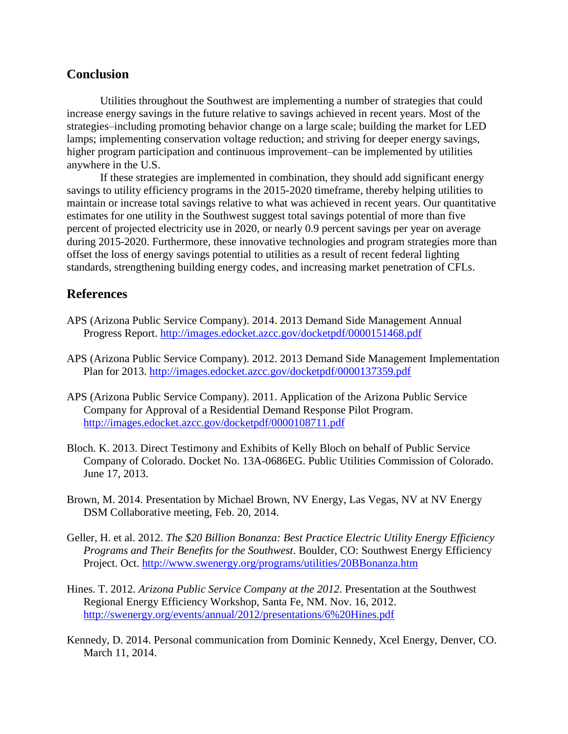## Conclusion

Utilities throughout the Southwest are implementing a number of strategies that could increase energy savings in the future relative to savings achieved in recent years. Most of the strategies–including promoting behavior change on a large scale; building the market for LED lamps; implementing conservation voltage reduction; and striving for deeper energy savings, higher program participation and continuous improvement–can be implemented by utilities anywhere in the U.S.

If these strategies are implemented in combination, they should add significant energy savings to utility efficiency programs in the 2015-2020 timeframe, thereby helping utilities to maintain or increase total savings relative to what was achieved in recent years. Our quantitative estimates for one utility in the Southwest suggest total savings potential of more than five percent of projected electricity use in 2020, or nearly 0.9 percent savings per year on average during 2015-2020. Furthermore, these innovative technologies and program strategies more than offset the loss of energy savings potential to utilities as a result of recent federal lighting standards, strengthening building energy codes, and increasing market penetration of CFLs.

## References

APS (Arizona Public Service Company). 2014. 2013 Demand Side Management Annual Progress Report. http://images.edocket.azcc.gov/docketpdf/0000151468.pdf

APS (Arizona Public Service Company). 2012. 2013 Demand Side Management Implementation Plan for 2013. http://images.edocket.azcc.gov/docketpdf/0000137359.pdf

APS (Arizona Public Service Company). 2011. Application of the Arizona Public Service Company for Approval of a Residential Demand Response Pilot Program. http://images.edocket.azcc.gov/docketpdf/0000108711.pdf

Bloch. K. 2013. Direct Testimony and Exhibits of Kelly Bloch on behalf of Public Service Company of Colorado. Docket No. 13A-0686EG. Public Utilities Commission of Colorado. June 17, 2013.

Brown, M. 2014. Presentation by Michael Brown, NV Energy, Las Vegas, NV at NV Energy DSM Collaborative meeting, Feb. 20, 2014.

Geller, H. et al. 2012. *The $20 Billion Bonanza: Best Practice Electric Utility Energy Efficiency Programs and Their Benefits for the Southwest*. Boulder, CO: Southwest Energy Efficiency Project. Oct. http://www.swenergy.org/programs/utilities/20BBonanza.htm

Hines. T. 2012. *Arizona Public Service Company at the 2012*. Presentation at the Southwest Regional Energy Efficiency Workshop, Santa Fe, NM. Nov. 16, 2012. http://swenergy.org/events/annual/2012/presentations/6%20Hines.pdf

Kennedy, D. 2014. Personal communication from Dominic Kennedy, Xcel Energy, Denver, CO. March 11, 2014.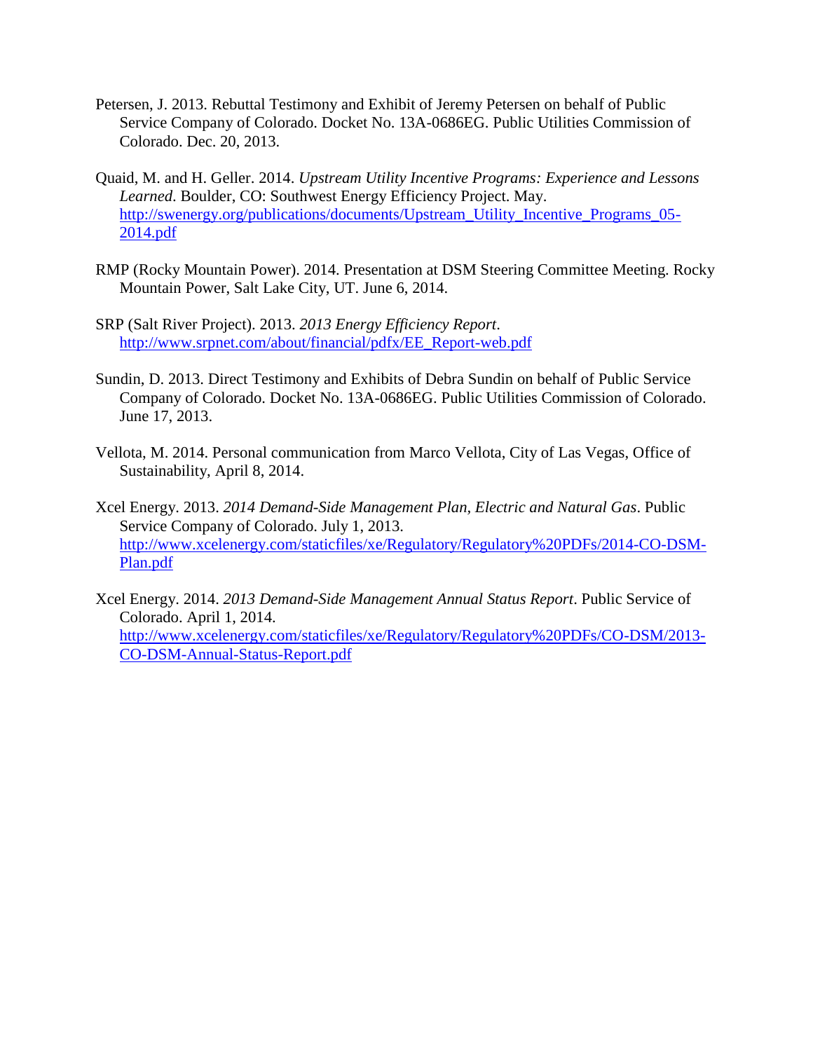Petersen, J. 2013. Rebuttal Testimony and Exhibit of Jeremy Petersen on behalf of Public Service Company of Colorado. Docket No. 13A-0686EG. Public Utilities Commission of Colorado. Dec. 20, 2013.

Quaid, M. and H. Geller. 2014. *Upstream Utility Incentive Programs: Experience and Lessons Learned*. Boulder, CO: Southwest Energy Efficiency Project. May. http://swenergy.org/publications/documents/Upstream_Utility_Incentive_Programs_05-2014.pdf

RMP (Rocky Mountain Power). 2014. Presentation at DSM Steering Committee Meeting. Rocky Mountain Power, Salt Lake City, UT. June 6, 2014.

SRP (Salt River Project). 2013. *2013 Energy Efficiency Report*. http://www.srpnet.com/about/financial/pdfx/EE_Report-web.pdf

Sundin, D. 2013. Direct Testimony and Exhibits of Debra Sundin on behalf of Public Service Company of Colorado. Docket No. 13A-0686EG. Public Utilities Commission of Colorado. June 17, 2013.

Vellota, M. 2014. Personal communication from Marco Vellota, City of Las Vegas, Office of Sustainability, April 8, 2014.

Xcel Energy. 2013. *2014 Demand-Side Management Plan, Electric and Natural Gas*. Public Service Company of Colorado. July 1, 2013. http://www.xcelenergy.com/staticfiles/xe/Regulatory/Regulatory%20PDFs/2014-CO-DSM-Plan.pdf

Xcel Energy. 2014. *2013 Demand-Side Management Annual Status Report*. Public Service of Colorado. April 1, 2014. http://www.xcelenergy.com/staticfiles/xe/Regulatory/Regulatory%20PDFs/CO-DSM/2013-CO-DSM-Annual-Status-Report.pdf